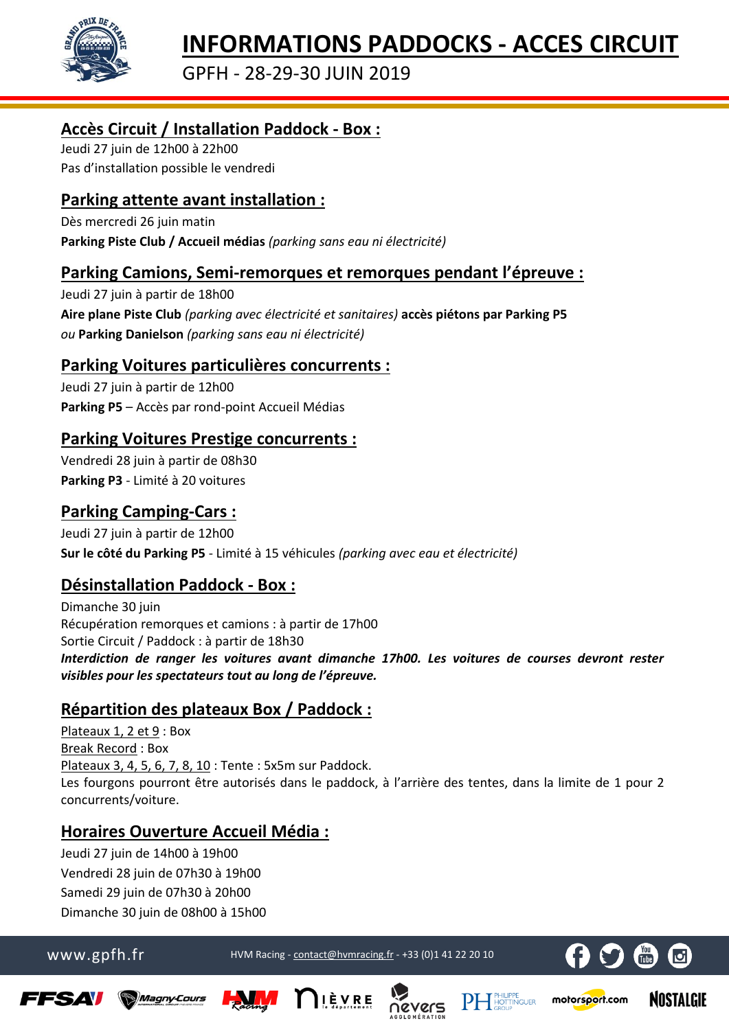# INFORMATIONS PADDOCKS - ACCES CIRCUIT

GPFH - 28-29-30 JUIN 2019

## Accès Circuit / Installation Paddock - Box :

Jeudi 27 juin de 12h00 à 22h00
Pas d'installation possible le vendredi

## Parking attente avant installation :

Dès mercredi 26 juin matin
**Parking Piste Club / Accueil médias** *(parking sans eau ni électricité)*

## Parking Camions, Semi-remorques et remorques pendant l'épreuve :

Jeudi 27 juin à partir de 18h00
**Aire plane Piste Club** *(parking avec électricité et sanitaires)* **accès piétons par Parking P5**
*ou* **Parking Danielson** *(parking sans eau ni électricité)*

## Parking Voitures particulières concurrents :

Jeudi 27 juin à partir de 12h00
**Parking P5** – Accès par rond-point Accueil Médias

## Parking Voitures Prestige concurrents :

Vendredi 28 juin à partir de 08h30
**Parking P3** - Limité à 20 voitures

## Parking Camping-Cars :

Jeudi 27 juin à partir de 12h00
**Sur le côté du Parking P5** - Limité à 15 véhicules *(parking avec eau et électricité)*

## Désinstallation Paddock - Box :

Dimanche 30 juin
Récupération remorques et camions : à partir de 17h00
Sortie Circuit / Paddock : à partir de 18h30
***Interdiction de ranger les voitures avant dimanche 17h00. Les voitures de courses devront rester visibles pour les spectateurs tout au long de l'épreuve.***

## Répartition des plateaux Box / Paddock :

Plateaux 1, 2 et 9 : Box
Break Record : Box
Plateaux 3, 4, 5, 6, 7, 8, 10 : Tente : 5x5m sur Paddock.
Les fourgons pourront être autorisés dans le paddock, à l'arrière des tentes, dans la limite de 1 pour 2 concurrents/voiture.

## Horaires Ouverture Accueil Média :

Jeudi 27 juin de 14h00 à 19h00
Vendredi 28 juin de 07h30 à 19h00
Samedi 29 juin de 07h30 à 20h00
Dimanche 30 juin de 08h00 à 15h00

www.gpfh.fr — HVM Racing - contact@hvmracing.fr - +33 (0)1 41 22 20 10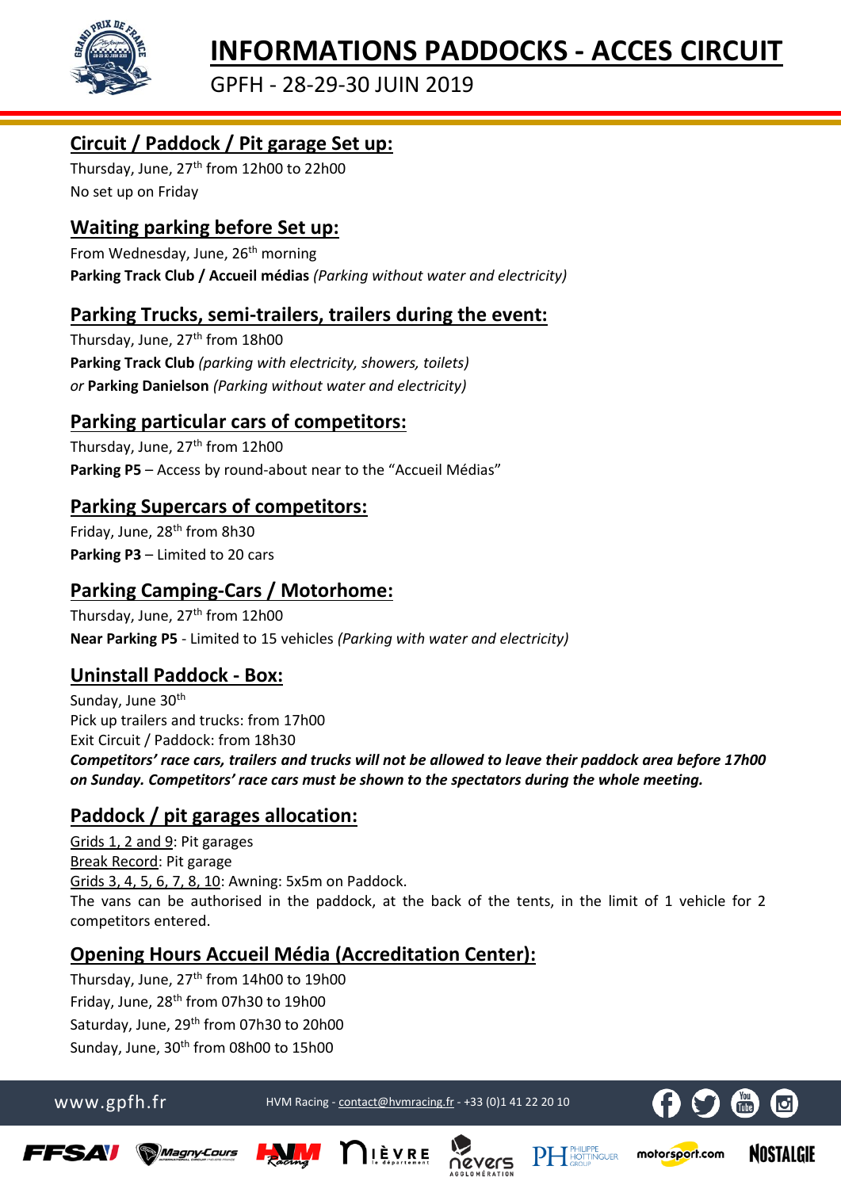# INFORMATIONS PADDOCKS - ACCES CIRCUIT

GPFH - 28-29-30 JUIN 2019

## Circuit / Paddock / Pit garage Set up:

Thursday, June, 27th from 12h00 to 22h00
No set up on Friday

## Waiting parking before Set up:

From Wednesday, June, 26th morning
**Parking Track Club / Accueil médias** *(Parking without water and electricity)*

## Parking Trucks, semi-trailers, trailers during the event:

Thursday, June, 27th from 18h00
**Parking Track Club** *(parking with electricity, showers, toilets)*
*or* **Parking Danielson** *(Parking without water and electricity)*

## Parking particular cars of competitors:

Thursday, June, 27th from 12h00
**Parking P5** – Access by round-about near to the "Accueil Médias"

## Parking Supercars of competitors:

Friday, June, 28th from 8h30
**Parking P3** – Limited to 20 cars

## Parking Camping-Cars / Motorhome:

Thursday, June, 27th from 12h00
**Near Parking P5** - Limited to 15 vehicles *(Parking with water and electricity)*

## Uninstall Paddock - Box:

Sunday, June 30th
Pick up trailers and trucks: from 17h00
Exit Circuit / Paddock: from 18h30
***Competitors' race cars, trailers and trucks will not be allowed to leave their paddock area before 17h00 on Sunday. Competitors' race cars must be shown to the spectators during the whole meeting.***

## Paddock / pit garages allocation:

Grids 1, 2 and 9: Pit garages
Break Record: Pit garage
Grids 3, 4, 5, 6, 7, 8, 10: Awning: 5x5m on Paddock.
The vans can be authorised in the paddock, at the back of the tents, in the limit of 1 vehicle for 2 competitors entered.

## Opening Hours Accueil Média (Accreditation Center):

Thursday, June, 27th from 14h00 to 19h00
Friday, June, 28th from 07h30 to 19h00
Saturday, June, 29th from 07h30 to 20h00
Sunday, June, 30th from 08h00 to 15h00

www.gpfh.fr HVM Racing - contact@hvmracing.fr - +33 (0)1 41 22 20 10